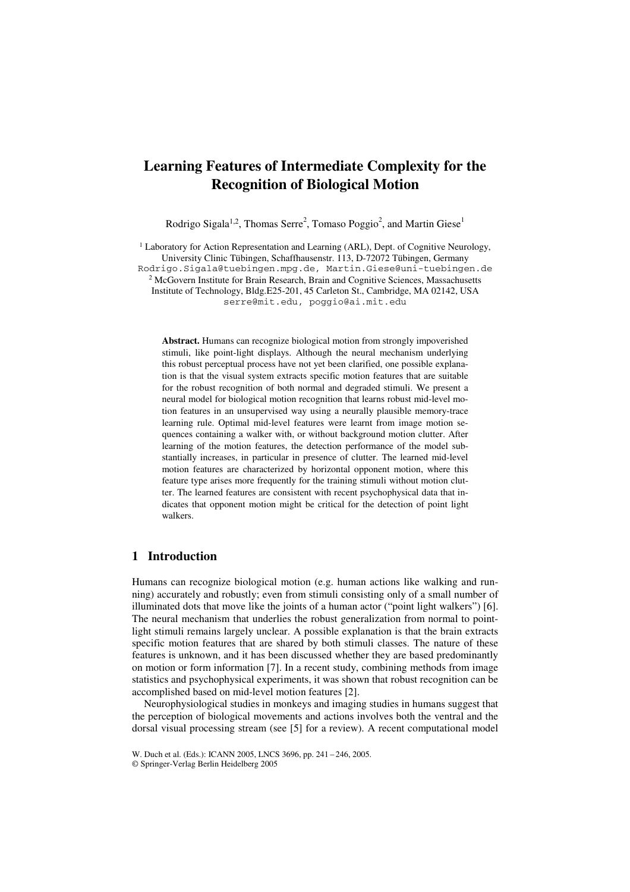# Learning Features of Intermediate Complexity for the Recognition of Biological Motion

Rodrigo Sigala[1,2], Thomas Serre[2], Tomaso Poggio[2], and Martin Giese[1]

[1] Laboratory for Action Representation and Learning (ARL), Dept. of Cognitive Neurology, University Clinic Tübingen, Schaffhausenstr. 113, D-72072 Tübingen, Germany
Rodrigo.Sigala@tuebingen.mpg.de, Martin.Giese@uni-tuebingen.de
[2] McGovern Institute for Brain Research, Brain and Cognitive Sciences, Massachusetts Institute of Technology, Bldg.E25-201, 45 Carleton St., Cambridge, MA 02142, USA
serre@mit.edu, poggio@ai.mit.edu

**Abstract.** Humans can recognize biological motion from strongly impoverished stimuli, like point-light displays. Although the neural mechanism underlying this robust perceptual process have not yet been clarified, one possible explanation is that the visual system extracts specific motion features that are suitable for the robust recognition of both normal and degraded stimuli. We present a neural model for biological motion recognition that learns robust mid-level motion features in an unsupervised way using a neurally plausible memory-trace learning rule. Optimal mid-level features were learnt from image motion sequences containing a walker with, or without background motion clutter. After learning of the motion features, the detection performance of the model substantially increases, in particular in presence of clutter. The learned mid-level motion features are characterized by horizontal opponent motion, where this feature type arises more frequently for the training stimuli without motion clutter. The learned features are consistent with recent psychophysical data that indicates that opponent motion might be critical for the detection of point light walkers.

## 1 Introduction

Humans can recognize biological motion (e.g. human actions like walking and running) accurately and robustly; even from stimuli consisting only of a small number of illuminated dots that move like the joints of a human actor ("point light walkers") [6]. The neural mechanism that underlies the robust generalization from normal to point-light stimuli remains largely unclear. A possible explanation is that the brain extracts specific motion features that are shared by both stimuli classes. The nature of these features is unknown, and it has been discussed whether they are based predominantly on motion or form information [7]. In a recent study, combining methods from image statistics and psychophysical experiments, it was shown that robust recognition can be accomplished based on mid-level motion features [2].

Neurophysiological studies in monkeys and imaging studies in humans suggest that the perception of biological movements and actions involves both the ventral and the dorsal visual processing stream (see [5] for a review). A recent computational model

W. Duch et al. (Eds.): ICANN 2005, LNCS 3696, pp. 241 – 246, 2005.
© Springer-Verlag Berlin Heidelberg 2005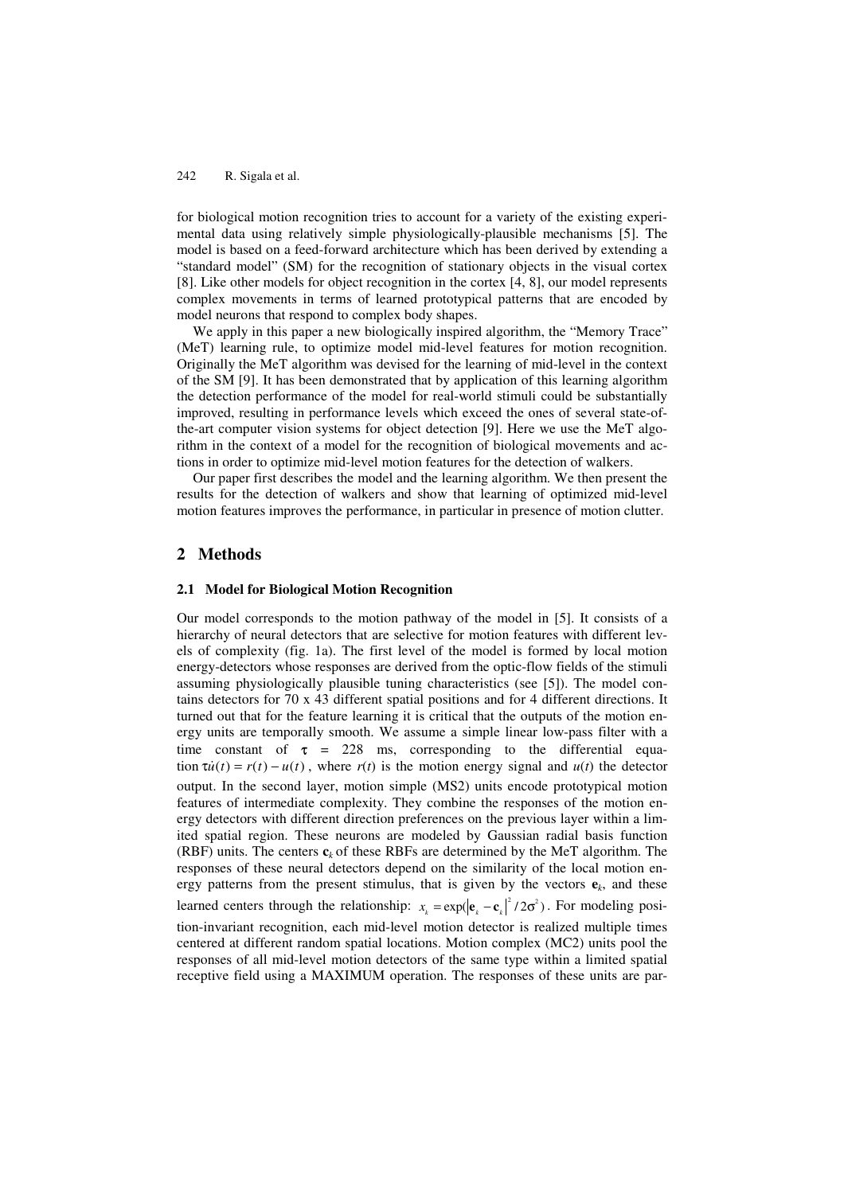for biological motion recognition tries to account for a variety of the existing experimental data using relatively simple physiologically-plausible mechanisms [5]. The model is based on a feed-forward architecture which has been derived by extending a "standard model" (SM) for the recognition of stationary objects in the visual cortex [8]. Like other models for object recognition in the cortex [4, 8], our model represents complex movements in terms of learned prototypical patterns that are encoded by model neurons that respond to complex body shapes.

We apply in this paper a new biologically inspired algorithm, the "Memory Trace" (MeT) learning rule, to optimize model mid-level features for motion recognition. Originally the MeT algorithm was devised for the learning of mid-level in the context of the SM [9]. It has been demonstrated that by application of this learning algorithm the detection performance of the model for real-world stimuli could be substantially improved, resulting in performance levels which exceed the ones of several state-of-the-art computer vision systems for object detection [9]. Here we use the MeT algorithm in the context of a model for the recognition of biological movements and actions in order to optimize mid-level motion features for the detection of walkers.

Our paper first describes the model and the learning algorithm. We then present the results for the detection of walkers and show that learning of optimized mid-level motion features improves the performance, in particular in presence of motion clutter.

## 2 Methods

### 2.1 Model for Biological Motion Recognition

Our model corresponds to the motion pathway of the model in [5]. It consists of a hierarchy of neural detectors that are selective for motion features with different levels of complexity (fig. 1a). The first level of the model is formed by local motion energy-detectors whose responses are derived from the optic-flow fields of the stimuli assuming physiologically plausible tuning characteristics (see [5]). The model contains detectors for 70 x 43 different spatial positions and for 4 different directions. It turned out that for the feature learning it is critical that the outputs of the motion energy units are temporally smooth. We assume a simple linear low-pass filter with a time constant of $\tau$ = 228 ms, corresponding to the differential equation $\tau \dot{u}(t) = r(t) - u(t)$, where $r(t)$ is the motion energy signal and $u(t)$ the detector output. In the second layer, motion simple (MS2) units encode prototypical motion features of intermediate complexity. They combine the responses of the motion energy detectors with different direction preferences on the previous layer within a limited spatial region. These neurons are modeled by Gaussian radial basis function (RBF) units. The centers $\mathbf{c}_k$ of these RBFs are determined by the MeT algorithm. The responses of these neural detectors depend on the similarity of the local motion energy patterns from the present stimulus, that is given by the vectors $\mathbf{e}_k$, and these learned centers through the relationship: $x_k = \exp(|\mathbf{e}_k - \mathbf{c}_k|^2 / 2\sigma^2)$. For modeling position-invariant recognition, each mid-level motion detector is realized multiple times centered at different random spatial locations. Motion complex (MC2) units pool the responses of all mid-level motion detectors of the same type within a limited spatial receptive field using a MAXIMUM operation. The responses of these units are par-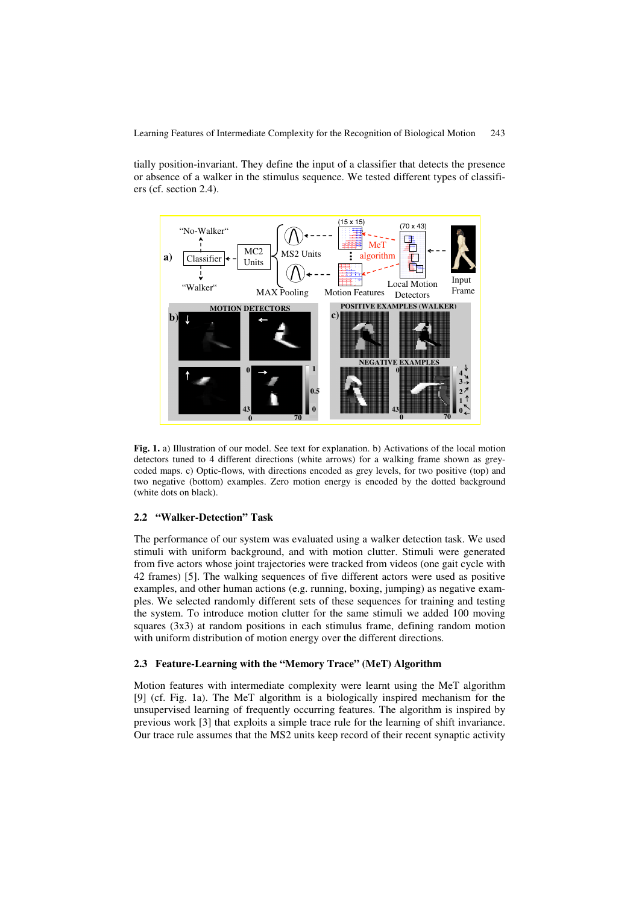tially position-invariant. They define the input of a classifier that detects the presence or absence of a walker in the stimulus sequence. We tested different types of classifiers (cf. section 2.4).

**Fig. 1.** a) Illustration of our model. See text for explanation. b) Activations of the local motion detectors tuned to 4 different directions (white arrows) for a walking frame shown as grey-coded maps. c) Optic-flows, with directions encoded as grey levels, for two positive (top) and two negative (bottom) examples. Zero motion energy is encoded by the dotted background (white dots on black).

### 2.2 "Walker-Detection" Task

The performance of our system was evaluated using a walker detection task. We used stimuli with uniform background, and with motion clutter. Stimuli were generated from five actors whose joint trajectories were tracked from videos (one gait cycle with 42 frames) [5]. The walking sequences of five different actors were used as positive examples, and other human actions (e.g. running, boxing, jumping) as negative examples. We selected randomly different sets of these sequences for training and testing the system. To introduce motion clutter for the same stimuli we added 100 moving squares (3x3) at random positions in each stimulus frame, defining random motion with uniform distribution of motion energy over the different directions.

### 2.3 Feature-Learning with the "Memory Trace" (MeT) Algorithm

Motion features with intermediate complexity were learnt using the MeT algorithm [9] (cf. Fig. 1a). The MeT algorithm is a biologically inspired mechanism for the unsupervised learning of frequently occurring features. The algorithm is inspired by previous work [3] that exploits a simple trace rule for the learning of shift invariance. Our trace rule assumes that the MS2 units keep record of their recent synaptic activity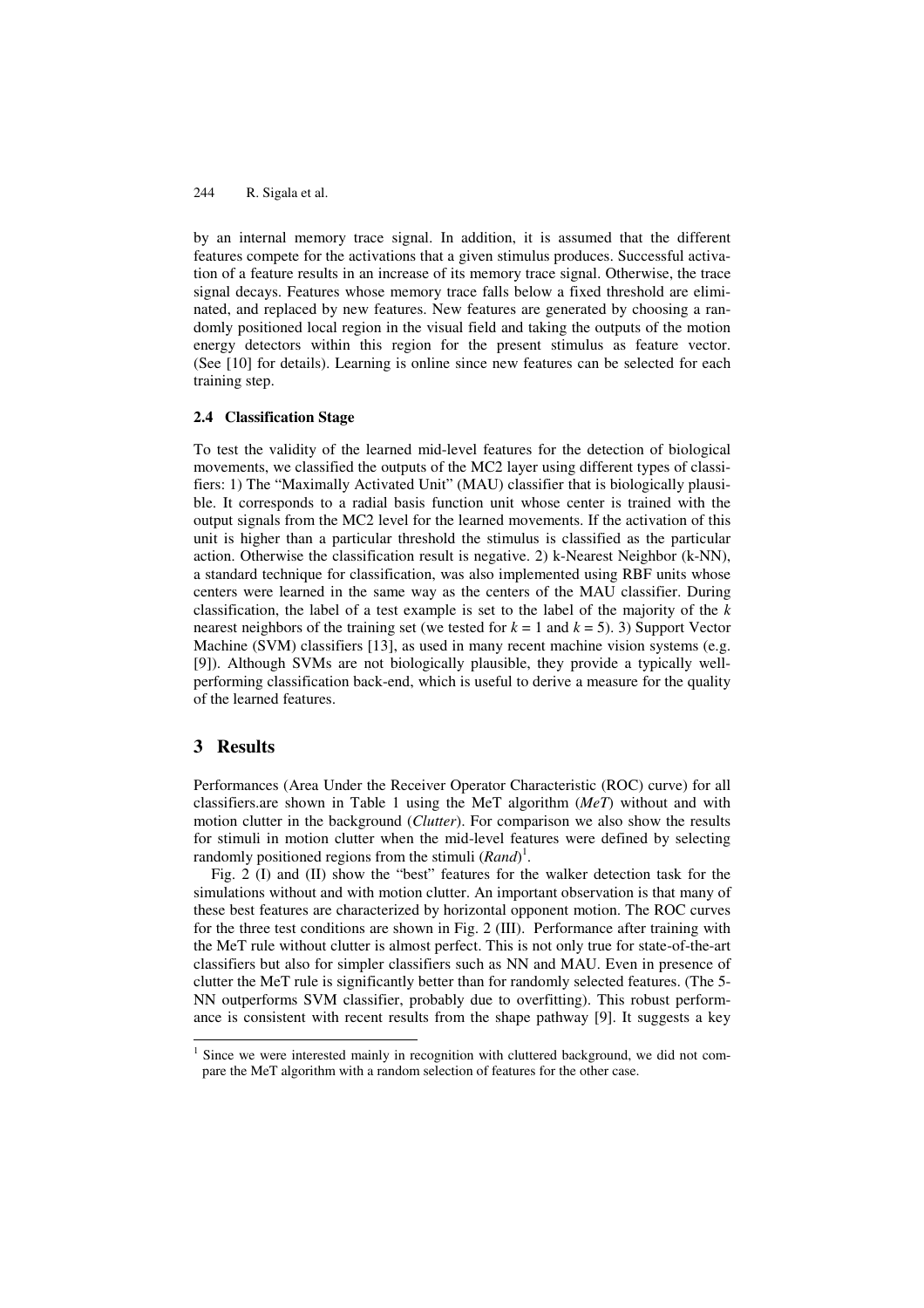by an internal memory trace signal. In addition, it is assumed that the different features compete for the activations that a given stimulus produces. Successful activation of a feature results in an increase of its memory trace signal. Otherwise, the trace signal decays. Features whose memory trace falls below a fixed threshold are eliminated, and replaced by new features. New features are generated by choosing a randomly positioned local region in the visual field and taking the outputs of the motion energy detectors within this region for the present stimulus as feature vector. (See [10] for details). Learning is online since new features can be selected for each training step.

### 2.4 Classification Stage

To test the validity of the learned mid-level features for the detection of biological movements, we classified the outputs of the MC2 layer using different types of classifiers: 1) The "Maximally Activated Unit" (MAU) classifier that is biologically plausible. It corresponds to a radial basis function unit whose center is trained with the output signals from the MC2 level for the learned movements. If the activation of this unit is higher than a particular threshold the stimulus is classified as the particular action. Otherwise the classification result is negative. 2) k-Nearest Neighbor (k-NN), a standard technique for classification, was also implemented using RBF units whose centers were learned in the same way as the centers of the MAU classifier. During classification, the label of a test example is set to the label of the majority of the $k$ nearest neighbors of the training set (we tested for $k = 1$ and $k = 5$). 3) Support Vector Machine (SVM) classifiers [13], as used in many recent machine vision systems (e.g. [9]). Although SVMs are not biologically plausible, they provide a typically well-performing classification back-end, which is useful to derive a measure for the quality of the learned features.

## 3 Results

Performances (Area Under the Receiver Operator Characteristic (ROC) curve) for all classifiers.are shown in Table 1 using the MeT algorithm (*MeT*) without and with motion clutter in the background (*Clutter*). For comparison we also show the results for stimuli in motion clutter when the mid-level features were defined by selecting randomly positioned regions from the stimuli (*Rand*)[1].

Fig. 2 (I) and (II) show the "best" features for the walker detection task for the simulations without and with motion clutter. An important observation is that many of these best features are characterized by horizontal opponent motion. The ROC curves for the three test conditions are shown in Fig. 2 (III). Performance after training with the MeT rule without clutter is almost perfect. This is not only true for state-of-the-art classifiers but also for simpler classifiers such as NN and MAU. Even in presence of clutter the MeT rule is significantly better than for randomly selected features. (The 5-NN outperforms SVM classifier, probably due to overfitting). This robust performance is consistent with recent results from the shape pathway [9]. It suggests a key

[1] Since we were interested mainly in recognition with cluttered background, we did not compare the MeT algorithm with a random selection of features for the other case.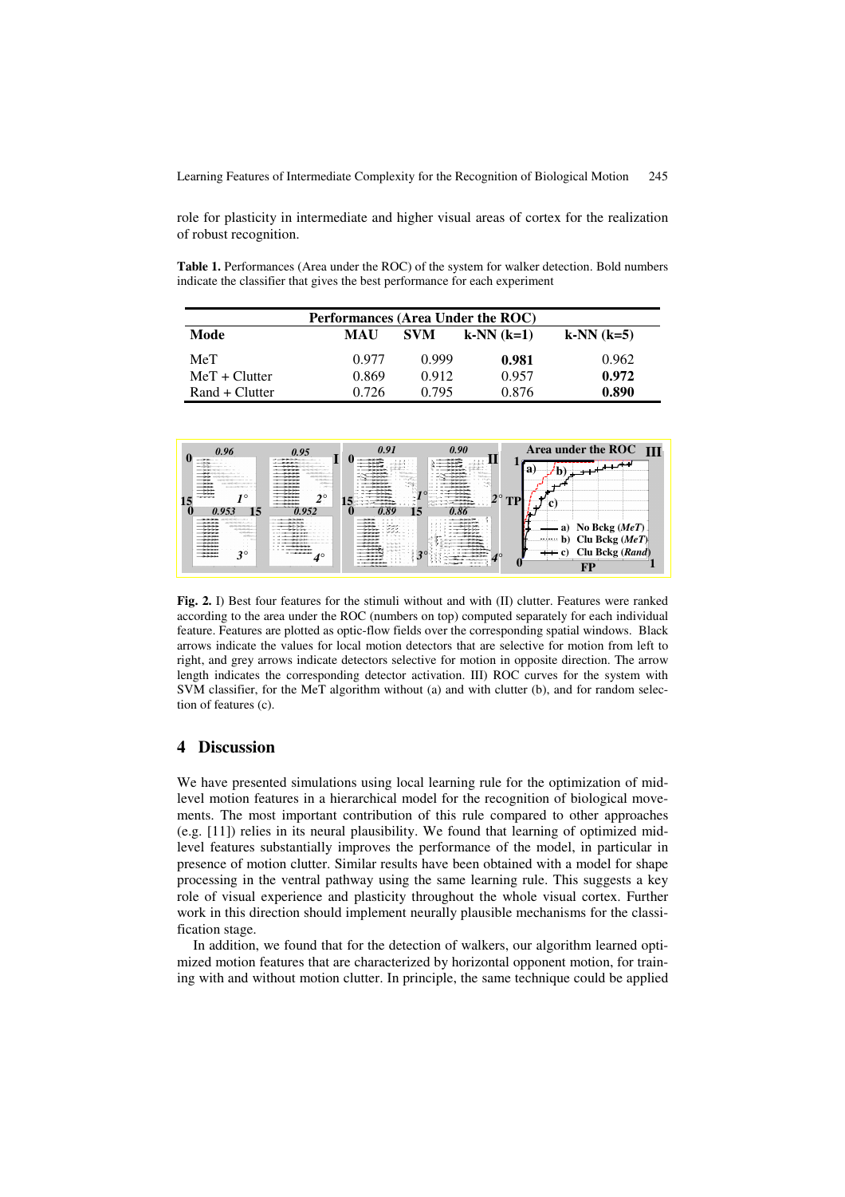role for plasticity in intermediate and higher visual areas of cortex for the realization of robust recognition.

**Table 1.** Performances (Area under the ROC) of the system for walker detection. Bold numbers indicate the classifier that gives the best performance for each experiment

| Performances (Area Under the ROC) | | | | |
|---|---|---|---|---|
| **Mode** | **MAU** | **SVM** | **k-NN (k=1)** | **k-NN (k=5)** |
| MeT | 0.977 | 0.999 | **0.981** | 0.962 |
| MeT + Clutter | 0.869 | 0.912 | 0.957 | **0.972** |
| Rand + Clutter | 0.726 | 0.795 | 0.876 | **0.890** |

**Fig. 2.** I) Best four features for the stimuli without and with (II) clutter. Features were ranked according to the area under the ROC (numbers on top) computed separately for each individual feature. Features are plotted as optic-flow fields over the corresponding spatial windows. Black arrows indicate the values for local motion detectors that are selective for motion from left to right, and grey arrows indicate detectors selective for motion in opposite direction. The arrow length indicates the corresponding detector activation. III) ROC curves for the system with SVM classifier, for the MeT algorithm without (a) and with clutter (b), and for random selection of features (c).

## 4 Discussion

We have presented simulations using local learning rule for the optimization of mid-level motion features in a hierarchical model for the recognition of biological movements. The most important contribution of this rule compared to other approaches (e.g. [11]) relies in its neural plausibility. We found that learning of optimized mid-level features substantially improves the performance of the model, in particular in presence of motion clutter. Similar results have been obtained with a model for shape processing in the ventral pathway using the same learning rule. This suggests a key role of visual experience and plasticity throughout the whole visual cortex. Further work in this direction should implement neurally plausible mechanisms for the classification stage.

In addition, we found that for the detection of walkers, our algorithm learned optimized motion features that are characterized by horizontal opponent motion, for training with and without motion clutter. In principle, the same technique could be applied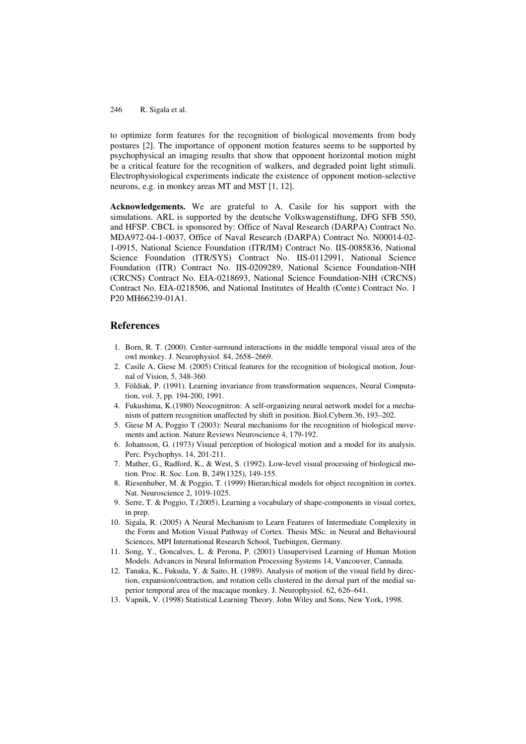to optimize form features for the recognition of biological movements from body postures [2]. The importance of opponent motion features seems to be supported by psychophysical an imaging results that show that opponent horizontal motion might be a critical feature for the recognition of walkers, and degraded point light stimuli. Electrophysiological experiments indicate the existence of opponent motion-selective neurons, e.g. in monkey areas MT and MST [1, 12].

**Acknowledgements.** We are grateful to A. Casile for his support with the simulations. ARL is supported by the deutsche Volkswagenstiftung, DFG SFB 550, and HFSP. CBCL is sponsored by: Office of Naval Research (DARPA) Contract No. MDA972-04-1-0037, Office of Naval Research (DARPA) Contract No. N00014-02-1-0915, National Science Foundation (ITR/IM) Contract No. IIS-0085836, National Science Foundation (ITR/SYS) Contract No. IIS-0112991, National Science Foundation (ITR) Contract No. IIS-0209289, National Science Foundation-NIH (CRCNS) Contract No. EIA-0218693, National Science Foundation-NIH (CRCNS) Contract No. EIA-0218506, and National Institutes of Health (Conte) Contract No. 1 P20 MH66239-01A1.

## References

1. Born, R. T. (2000). Center-surround interactions in the middle temporal visual area of the owl monkey. J. Neurophysiol. 84, 2658–2669.
2. Casile A, Giese M. (2005) Critical features for the recognition of biological motion, Journal of Vision, 5, 348-360.
3. Földiak, P. (1991). Learning invariance from transformation sequences, Neural Computation, vol. 3, pp. 194-200, 1991.
4. Fukushima, K.(1980) Neocognitron: A self-organizing neural network model for a mechanism of pattern recognition unaffected by shift in position. Biol.Cybern.36, 193–202.
5. Giese M A, Poggio T (2003): Neural mechanisms for the recognition of biological movements and action. Nature Reviews Neuroscience 4, 179-192.
6. Johansson, G. (1973) Visual perception of biological motion and a model for its analysis. Perc. Psychophys. 14, 201-211.
7. Mather, G., Radford, K., & West, S. (1992). Low-level visual processing of biological motion. Proc. R. Soc. Lon. B, 249(1325), 149-155.
8. Riesenhuber, M. & Poggio, T. (1999) Hierarchical models for object recognition in cortex. Nat. Neuroscience 2, 1019-1025.
9. Serre, T. & Poggio, T.(2005). Learning a vocabulary of shape-components in visual cortex, in prep.
10. Sigala, R. (2005) A Neural Mechanism to Learn Features of Intermediate Complexity in the Form and Motion Visual Pathway of Cortex. Thesis MSc. in Neural and Behavioural Sciences, MPI International Research School, Tuebingen, Germany.
11. Song, Y., Goncalves, L. & Perona, P. (2001) Unsupervised Learning of Human Motion Models. Advances in Neural Information Processing Systems 14, Vancouver, Cannada.
12. Tanaka, K., Fukuda, Y. & Saito, H. (1989). Analysis of motion of the visual field by direction, expansion/contraction, and rotation cells clustered in the dorsal part of the medial superior temporal area of the macaque monkey. J. Neurophysiol. 62, 626–641.
13. Vapnik, V. (1998) Statistical Learning Theory. John Wiley and Sons, New York, 1998.